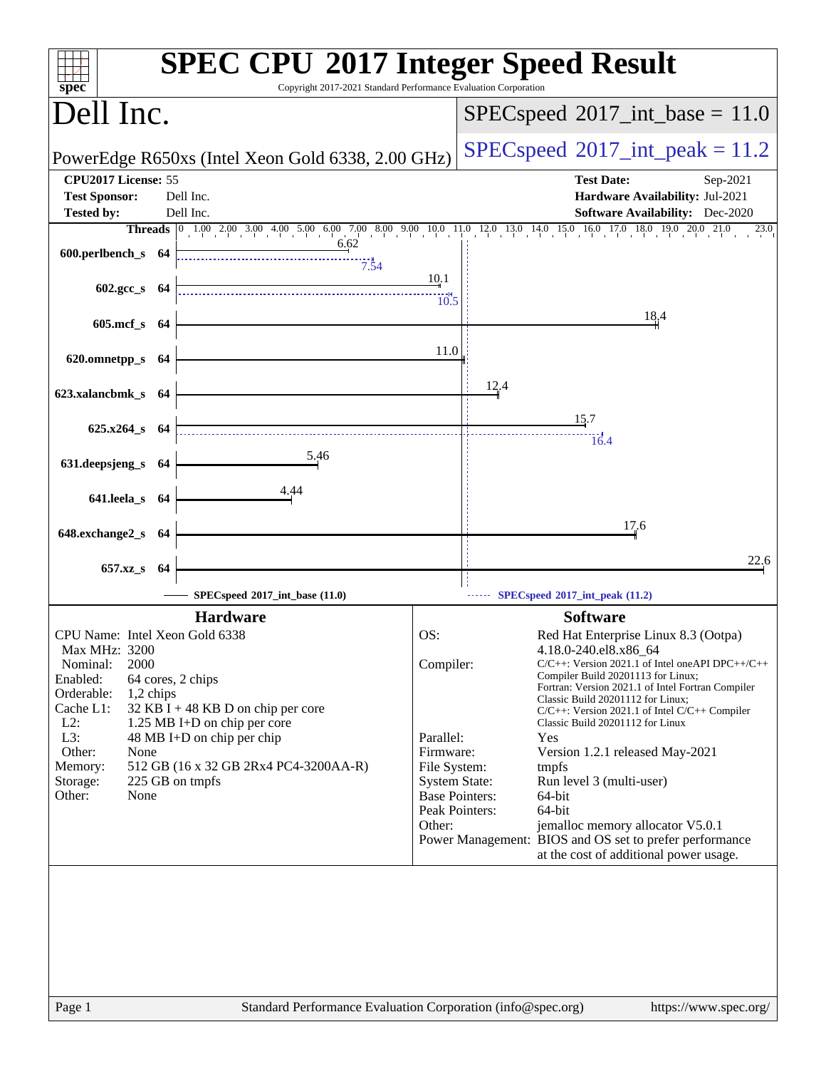# SPEC CPU 2017 Integer Speed Result

Copyright 2017-2021 Standard Performance Evaluation Corporation

## Dell Inc.

PowerEdge R650xs (Intel Xeon Gold 6338, 2.00 GHz)

SPECspeed 2017_int_base = 11.0

SPECspeed 2017_int_peak = 11.2

| | | | |
|---|---|---|---|
| **CPU2017 License:** | 55 | **Test Date:** | Sep-2021 |
| **Test Sponsor:** | Dell Inc. | **Hardware Availability:** | Jul-2021 |
| **Tested by:** | Dell Inc. | **Software Availability:** | Dec-2020 |

| Benchmark | Threads | Base | Peak |
|---|---|---|---|
| 600.perlbench_s | 64 | 6.62 | 7.54 |
| 602.gcc_s | 64 | 10.1 | 10.5 |
| 605.mcf_s | 64 | 18.4 | |
| 620.omnetpp_s | 64 | 11.0 | |
| 623.xalancbmk_s | 64 | 12.4 | |
| 625.x264_s | 64 | 15.7 | 16.4 |
| 631.deepsjeng_s | 64 | 5.46 | |
| 641.leela_s | 64 | 4.44 | |
| 648.exchange2_s | 64 | 17.6 | |
| 657.xz_s | 64 | 22.6 | |

SPECspeed 2017_int_base (11.0) — SPECspeed 2017_int_peak (11.2)

### Hardware

- **CPU Name:** Intel Xeon Gold 6338
- **Max MHz:** 3200
- **Nominal:** 2000
- **Enabled:** 64 cores, 2 chips
- **Orderable:** 1,2 chips
- **Cache L1:** 32 KB I + 48 KB D on chip per core
- **L2:** 1.25 MB I+D on chip per core
- **L3:** 48 MB I+D on chip per chip
- **Other:** None
- **Memory:** 512 GB (16 x 32 GB 2Rx4 PC4-3200AA-R)
- **Storage:** 225 GB on tmpfs
- **Other:** None

### Software

- **OS:** Red Hat Enterprise Linux 8.3 (Ootpa) 4.18.0-240.el8.x86_64
- **Compiler:** C/C++: Version 2021.1 of Intel oneAPI DPC++/C++ Compiler Build 20201113 for Linux; Fortran: Version 2021.1 of Intel Fortran Compiler Classic Build 20201112 for Linux; C/C++: Version 2021.1 of Intel C/C++ Compiler Classic Build 20201112 for Linux
- **Parallel:** Yes
- **Firmware:** Version 1.2.1 released May-2021
- **File System:** tmpfs
- **System State:** Run level 3 (multi-user)
- **Base Pointers:** 64-bit
- **Peak Pointers:** 64-bit
- **Other:** jemalloc memory allocator V5.0.1
- **Power Management:** BIOS and OS set to prefer performance at the cost of additional power usage.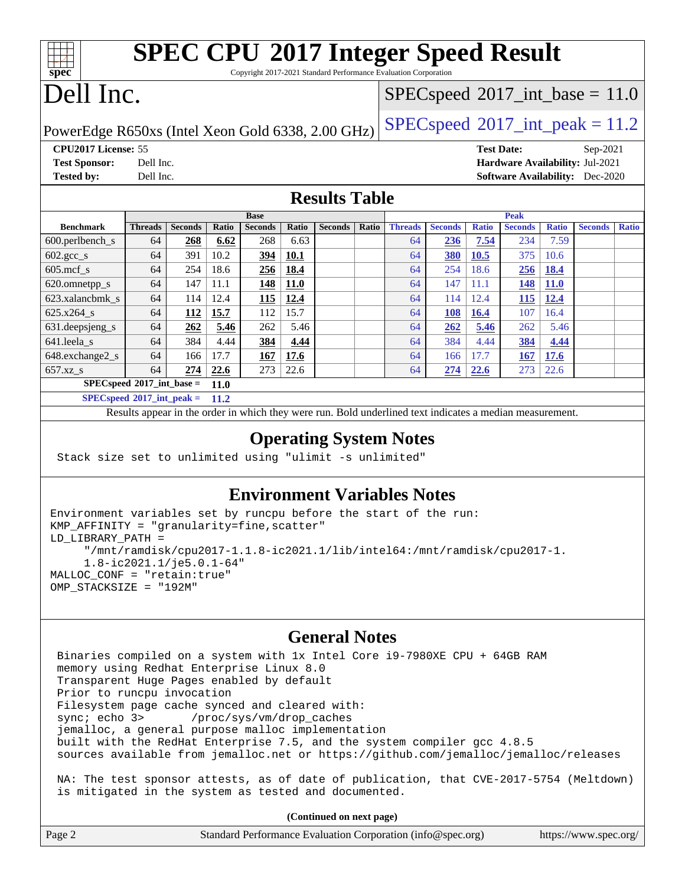# SPEC CPU 2017 Integer Speed Result

Copyright 2017-2021 Standard Performance Evaluation Corporation

# Dell Inc.

PowerEdge R650xs (Intel Xeon Gold 6338, 2.00 GHz)

SPECspeed 2017_int_base = 11.0

SPECspeed 2017_int_peak = 11.2

**CPU2017 License:** 55
**Test Sponsor:** Dell Inc.
**Tested by:** Dell Inc.

**Test Date:** Sep-2021
**Hardware Availability:** Jul-2021
**Software Availability:** Dec-2020

## Results Table

| | Base | | | | | | | Peak | | | | | | |
|---|---|---|---|---|---|---|---|---|---|---|---|---|---|---|
| **Benchmark** | **Threads** | **Seconds** | **Ratio** | **Seconds** | **Ratio** | **Seconds** | **Ratio** | **Threads** | **Seconds** | **Ratio** | **Seconds** | **Ratio** | **Seconds** | **Ratio** |
| 600.perlbench_s | 64 | **268** | **6.62** | 268 | 6.63 | | | 64 | **236** | **7.54** | 234 | 7.59 | | |
| 602.gcc_s | 64 | 391 | 10.2 | **394** | **10.1** | | | 64 | **380** | **10.5** | 375 | 10.6 | | |
| 605.mcf_s | 64 | 254 | 18.6 | **256** | **18.4** | | | 64 | 254 | 18.6 | **256** | **18.4** | | |
| 620.omnetpp_s | 64 | 147 | 11.1 | **148** | **11.0** | | | 64 | 147 | 11.1 | **148** | **11.0** | | |
| 623.xalancbmk_s | 64 | 114 | 12.4 | **115** | **12.4** | | | 64 | 114 | 12.4 | **115** | **12.4** | | |
| 625.x264_s | 64 | **112** | **15.7** | 112 | 15.7 | | | 64 | **108** | **16.4** | 107 | 16.4 | | |
| 631.deepsjeng_s | 64 | **262** | **5.46** | 262 | 5.46 | | | 64 | **262** | **5.46** | 262 | 5.46 | | |
| 641.leela_s | 64 | 384 | 4.44 | **384** | **4.44** | | | 64 | 384 | 4.44 | **384** | **4.44** | | |
| 648.exchange2_s | 64 | 166 | 17.7 | **167** | **17.6** | | | 64 | 166 | 17.7 | **167** | **17.6** | | |
| 657.xz_s | 64 | **274** | **22.6** | 273 | 22.6 | | | 64 | **274** | **22.6** | 273 | 22.6 | | |

**SPECspeed 2017_int_base = 11.0**

**SPECspeed 2017_int_peak = 11.2**

Results appear in the order in which they were run. Bold underlined text indicates a median measurement.

## Operating System Notes

```
Stack size set to unlimited using "ulimit -s unlimited"
```

## Environment Variables Notes

```
Environment variables set by runcpu before the start of the run:
KMP_AFFINITY = "granularity=fine,scatter"
LD_LIBRARY_PATH =
     "/mnt/ramdisk/cpu2017-1.1.8-ic2021.1/lib/intel64:/mnt/ramdisk/cpu2017-1.
     1.8-ic2021.1/je5.0.1-64"
MALLOC_CONF = "retain:true"
OMP_STACKSIZE = "192M"
```

## General Notes

```
Binaries compiled on a system with 1x Intel Core i9-7980XE CPU + 64GB RAM
memory using Redhat Enterprise Linux 8.0
Transparent Huge Pages enabled by default
Prior to runcpu invocation
Filesystem page cache synced and cleared with:
sync; echo 3>       /proc/sys/vm/drop_caches
jemalloc, a general purpose malloc implementation
built with the RedHat Enterprise 7.5, and the system compiler gcc 4.8.5
sources available from jemalloc.net or https://github.com/jemalloc/jemalloc/releases

NA: The test sponsor attests, as of date of publication, that CVE-2017-5754 (Meltdown)
is mitigated in the system as tested and documented.
```

**(Continued on next page)**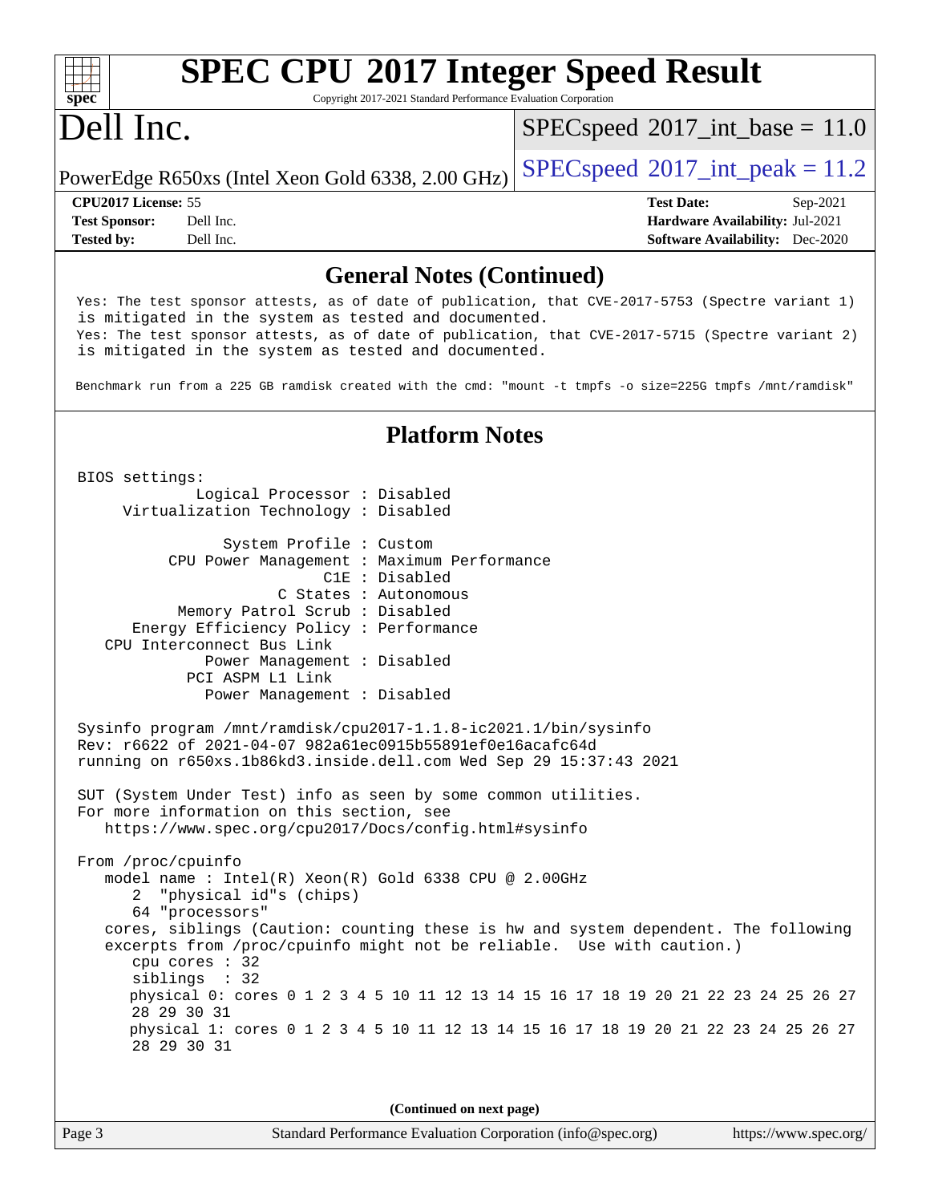## General Notes (Continued)

```
Yes: The test sponsor attests, as of date of publication, that CVE-2017-5753 (Spectre variant 1)
is mitigated in the system as tested and documented.
Yes: The test sponsor attests, as of date of publication, that CVE-2017-5715 (Spectre variant 2)
is mitigated in the system as tested and documented.

Benchmark run from a 225 GB ramdisk created with the cmd: "mount -t tmpfs -o size=225G tmpfs /mnt/ramdisk"
```

## Platform Notes

```
BIOS settings:
          Logical Processor : Disabled
     Virtualization Technology : Disabled

             System Profile : Custom
        CPU Power Management : Maximum Performance
                        C1E : Disabled
                   C States : Autonomous
         Memory Patrol Scrub : Disabled
     Energy Efficiency Policy : Performance
   CPU Interconnect Bus Link
           Power Management : Disabled
          PCI ASPM L1 Link
           Power Management : Disabled

Sysinfo program /mnt/ramdisk/cpu2017-1.1.8-ic2021.1/bin/sysinfo
Rev: r6622 of 2021-04-07 982a61ec0915b55891ef0e16acafc64d
running on r650xs.1b86kd3.inside.dell.com Wed Sep 29 15:37:43 2021

SUT (System Under Test) info as seen by some common utilities.
For more information on this section, see
   https://www.spec.org/cpu2017/Docs/config.html#sysinfo

From /proc/cpuinfo
   model name : Intel(R) Xeon(R) Gold 6338 CPU @ 2.00GHz
      2  "physical id"s (chips)
      64 "processors"
   cores, siblings (Caution: counting these is hw and system dependent. The following
   excerpts from /proc/cpuinfo might not be reliable.  Use with caution.)
      cpu cores : 32
      siblings  : 32
      physical 0: cores 0 1 2 3 4 5 10 11 12 13 14 15 16 17 18 19 20 21 22 23 24 25 26 27
      28 29 30 31
      physical 1: cores 0 1 2 3 4 5 10 11 12 13 14 15 16 17 18 19 20 21 22 23 24 25 26 27
      28 29 30 31
```

(Continued on next page)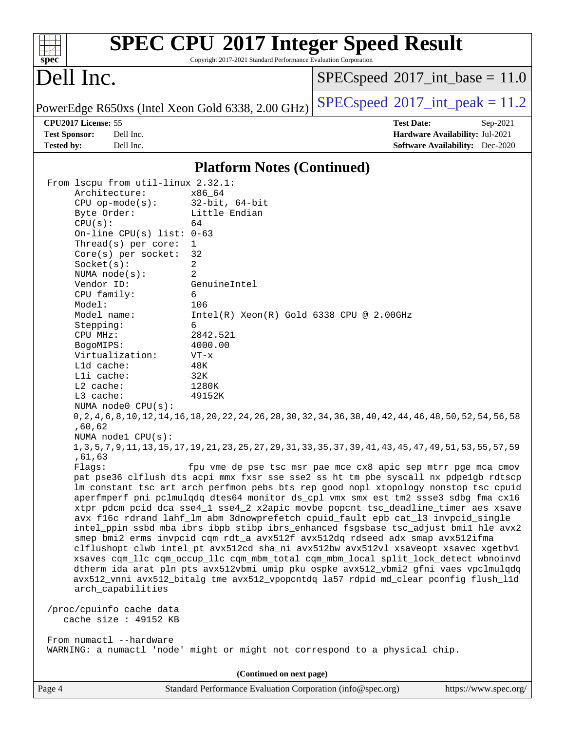## Platform Notes (Continued)

```
From lscpu from util-linux 2.32.1:
     Architecture:        x86_64
     CPU op-mode(s):      32-bit, 64-bit
     Byte Order:          Little Endian
     CPU(s):              64
     On-line CPU(s) list: 0-63
     Thread(s) per core:  1
     Core(s) per socket:  32
     Socket(s):           2
     NUMA node(s):        2
     Vendor ID:           GenuineIntel
     CPU family:          6
     Model:               106
     Model name:          Intel(R) Xeon(R) Gold 6338 CPU @ 2.00GHz
     Stepping:            6
     CPU MHz:             2842.521
     BogoMIPS:            4000.00
     Virtualization:      VT-x
     L1d cache:           48K
     L1i cache:           32K
     L2 cache:            1280K
     L3 cache:            49152K
     NUMA node0 CPU(s):
     0,2,4,6,8,10,12,14,16,18,20,22,24,26,28,30,32,34,36,38,40,42,44,46,48,50,52,54,56,58
     ,60,62
     NUMA node1 CPU(s):
     1,3,5,7,9,11,13,15,17,19,21,23,25,27,29,31,33,35,37,39,41,43,45,47,49,51,53,55,57,59
     ,61,63
     Flags:               fpu vme de pse tsc msr pae mce cx8 apic sep mtrr pge mca cmov
     pat pse36 clflush dts acpi mmx fxsr sse sse2 ss ht tm pbe syscall nx pdpe1gb rdtscp
     lm constant_tsc art arch_perfmon pebs bts rep_good nopl xtopology nonstop_tsc cpuid
     aperfmperf pni pclmulqdq dtes64 monitor ds_cpl vmx smx est tm2 ssse3 sdbg fma cx16
     xtpr pdcm pcid dca sse4_1 sse4_2 x2apic movbe popcnt tsc_deadline_timer aes xsave
     avx f16c rdrand lahf_lm abm 3dnowprefetch cpuid_fault epb cat_l3 invpcid_single
     intel_ppin ssbd mba ibrs ibpb stibp ibrs_enhanced fsgsbase tsc_adjust bmi1 hle avx2
     smep bmi2 erms invpcid cqm rdt_a avx512f avx512dq rdseed adx smap avx512ifma
     clflushopt clwb intel_pt avx512cd sha_ni avx512bw avx512vl xsaveopt xsavec xgetbv1
     xsaves cqm_llc cqm_occup_llc cqm_mbm_total cqm_mbm_local split_lock_detect wbnoinvd
     dtherm ida arat pln pts avx512vbmi umip pku ospke avx512_vbmi2 gfni vaes vpclmulqdq
     avx512_vnni avx512_bitalg tme avx512_vpopcntdq la57 rdpid md_clear pconfig flush_l1d
     arch_capabilities

 /proc/cpuinfo cache data
    cache size : 49152 KB

 From numactl --hardware
 WARNING: a numactl 'node' might or might not correspond to a physical chip.
```

**(Continued on next page)**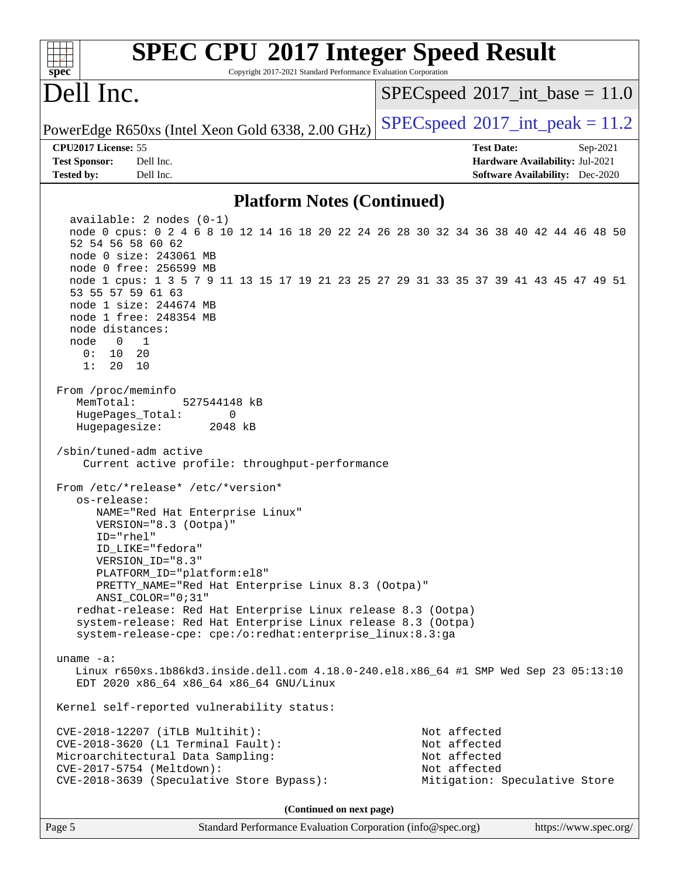## Platform Notes (Continued)

```
  available: 2 nodes (0-1)
  node 0 cpus: 0 2 4 6 8 10 12 14 16 18 20 22 24 26 28 30 32 34 36 38 40 42 44 46 48 50
  52 54 56 58 60 62
  node 0 size: 243061 MB
  node 0 free: 256599 MB
  node 1 cpus: 1 3 5 7 9 11 13 15 17 19 21 23 25 27 29 31 33 35 37 39 41 43 45 47 49 51
  53 55 57 59 61 63
  node 1 size: 244674 MB
  node 1 free: 248354 MB
  node distances:
  node   0   1
    0:  10  20
    1:  20  10

From /proc/meminfo
   MemTotal:       527544148 kB
   HugePages_Total:       0
   Hugepagesize:       2048 kB

/sbin/tuned-adm active
    Current active profile: throughput-performance

From /etc/*release* /etc/*version*
   os-release:
      NAME="Red Hat Enterprise Linux"
      VERSION="8.3 (Ootpa)"
      ID="rhel"
      ID_LIKE="fedora"
      VERSION_ID="8.3"
      PLATFORM_ID="platform:el8"
      PRETTY_NAME="Red Hat Enterprise Linux 8.3 (Ootpa)"
      ANSI_COLOR="0;31"
   redhat-release: Red Hat Enterprise Linux release 8.3 (Ootpa)
   system-release: Red Hat Enterprise Linux release 8.3 (Ootpa)
   system-release-cpe: cpe:/o:redhat:enterprise_linux:8.3:ga

uname -a:
   Linux r650xs.1b86kd3.inside.dell.com 4.18.0-240.el8.x86_64 #1 SMP Wed Sep 23 05:13:10
   EDT 2020 x86_64 x86_64 x86_64 GNU/Linux

Kernel self-reported vulnerability status:

CVE-2018-12207 (iTLB Multihit):                          Not affected
CVE-2018-3620 (L1 Terminal Fault):                       Not affected
Microarchitectural Data Sampling:                        Not affected
CVE-2017-5754 (Meltdown):                                Not affected
CVE-2018-3639 (Speculative Store Bypass):                Mitigation: Speculative Store
```

(Continued on next page)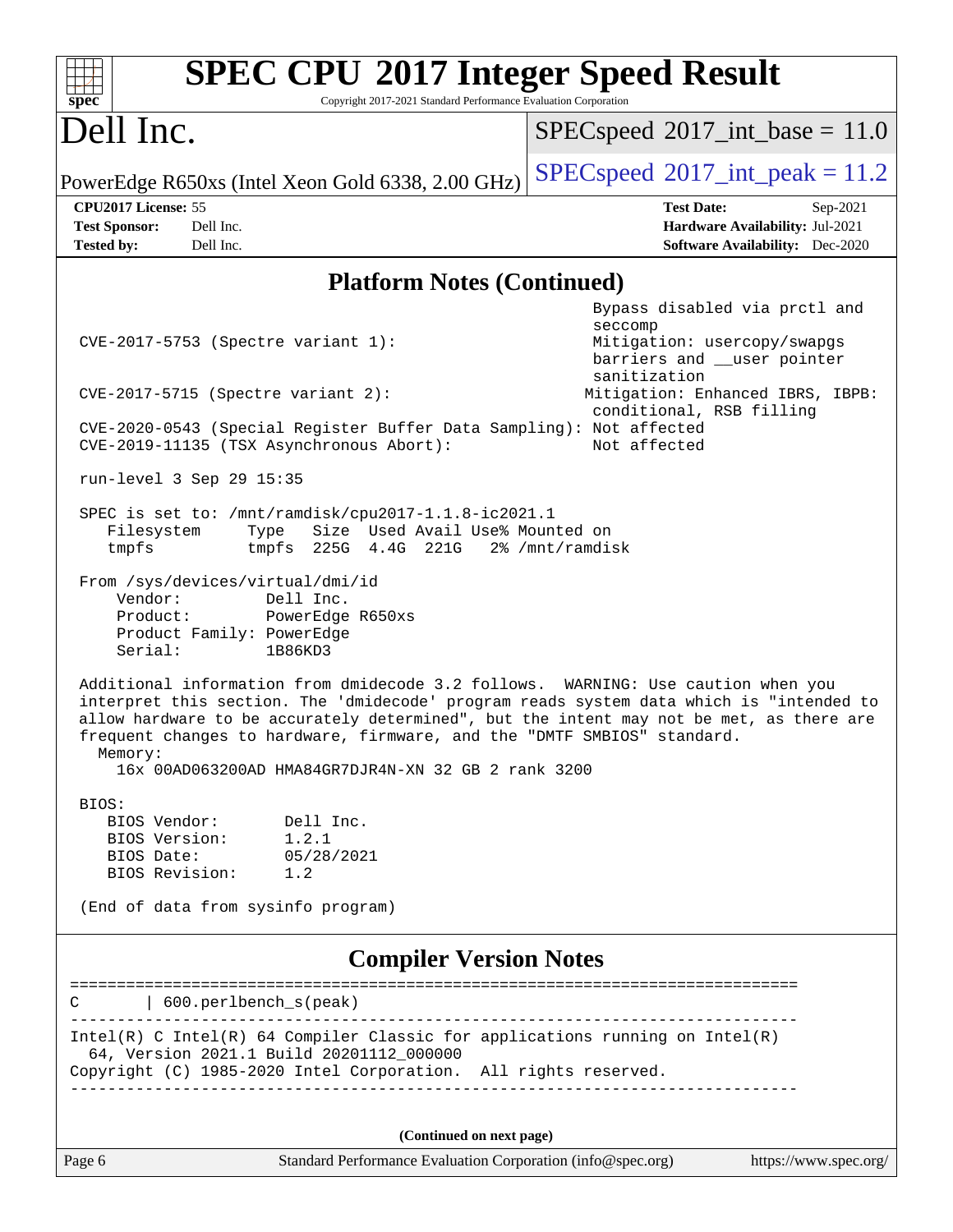# SPEC CPU 2017 Integer Speed Result

Copyright 2017-2021 Standard Performance Evaluation Corporation

## Dell Inc.

PowerEdge R650xs (Intel Xeon Gold 6338, 2.00 GHz)

SPECspeed 2017_int_base = 11.0

SPECspeed 2017_int_peak = 11.2

**CPU2017 License:** 55
**Test Sponsor:** Dell Inc.
**Tested by:** Dell Inc.

**Test Date:** Sep-2021
**Hardware Availability:** Jul-2021
**Software Availability:** Dec-2020

### Platform Notes (Continued)

```
                                                            Bypass disabled via prctl and
                                                            seccomp
 CVE-2017-5753 (Spectre variant 1):                         Mitigation: usercopy/swapgs
                                                            barriers and __user pointer
                                                            sanitization
 CVE-2017-5715 (Spectre variant 2):                        Mitigation: Enhanced IBRS, IBPB:
                                                            conditional, RSB filling
 CVE-2020-0543 (Special Register Buffer Data Sampling): Not affected
 CVE-2019-11135 (TSX Asynchronous Abort):                  Not affected

 run-level 3 Sep 29 15:35

 SPEC is set to: /mnt/ramdisk/cpu2017-1.1.8-ic2021.1
    Filesystem     Type   Size  Used Avail Use% Mounted on
    tmpfs          tmpfs  225G  4.4G  221G   2% /mnt/ramdisk

 From /sys/devices/virtual/dmi/id
     Vendor:         Dell Inc.
     Product:        PowerEdge R650xs
     Product Family: PowerEdge
     Serial:         1B86KD3

 Additional information from dmidecode 3.2 follows.  WARNING: Use caution when you
 interpret this section. The 'dmidecode' program reads system data which is "intended to
 allow hardware to be accurately determined", but the intent may not be met, as there are
 frequent changes to hardware, firmware, and the "DMTF SMBIOS" standard.
   Memory:
     16x 00AD063200AD HMA84GR7DJR4N-XN 32 GB 2 rank 3200

 BIOS:
    BIOS Vendor:       Dell Inc.
    BIOS Version:      1.2.1
    BIOS Date:         05/28/2021
    BIOS Revision:     1.2

 (End of data from sysinfo program)
```

### Compiler Version Notes

```
==============================================================================
C       | 600.perlbench_s(peak)
------------------------------------------------------------------------------
Intel(R) C Intel(R) 64 Compiler Classic for applications running on Intel(R)
  64, Version 2021.1 Build 20201112_000000
Copyright (C) 1985-2020 Intel Corporation.  All rights reserved.
------------------------------------------------------------------------------
```

(Continued on next page)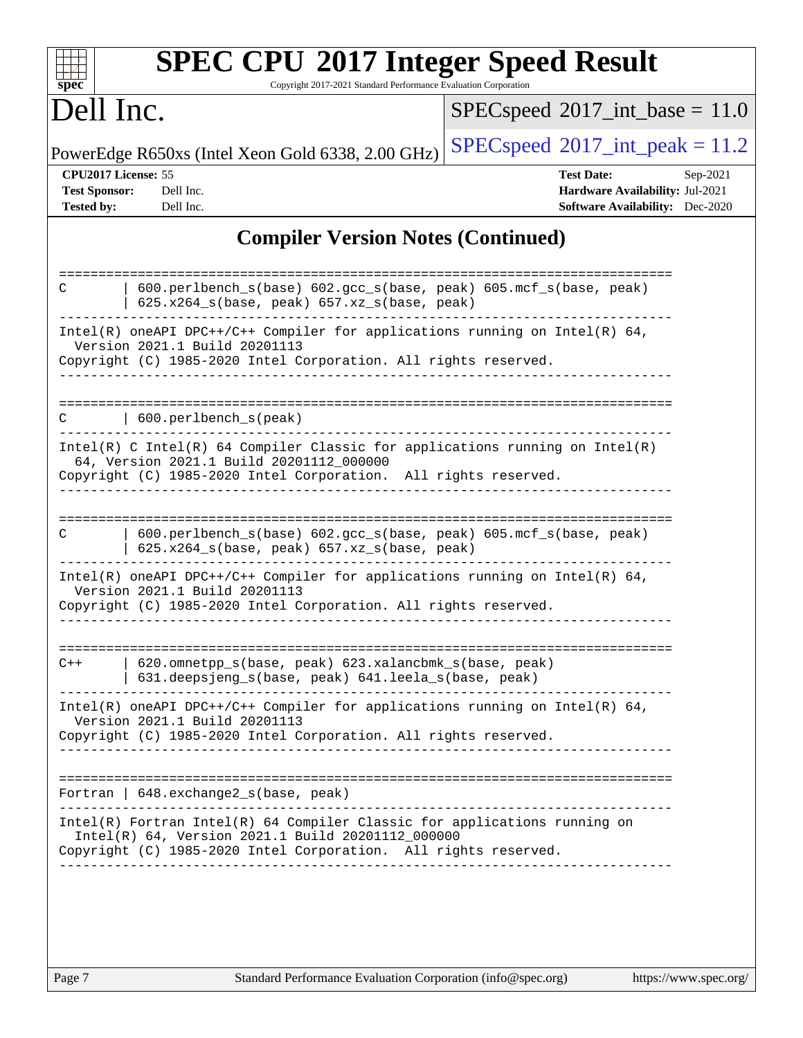# SPEC CPU 2017 Integer Speed Result

Copyright 2017-2021 Standard Performance Evaluation Corporation

# Dell Inc.

PowerEdge R650xs (Intel Xeon Gold 6338, 2.00 GHz)

SPECspeed 2017_int_base = 11.0

SPECspeed 2017_int_peak = 11.2

**CPU2017 License:** 55
**Test Sponsor:** Dell Inc.
**Tested by:** Dell Inc.

**Test Date:** Sep-2021
**Hardware Availability:** Jul-2021
**Software Availability:** Dec-2020

## Compiler Version Notes (Continued)

```
==============================================================================
C       | 600.perlbench_s(base) 602.gcc_s(base, peak) 605.mcf_s(base, peak)
        | 625.x264_s(base, peak) 657.xz_s(base, peak)
------------------------------------------------------------------------------
Intel(R) oneAPI DPC++/C++ Compiler for applications running on Intel(R) 64,
  Version 2021.1 Build 20201113
Copyright (C) 1985-2020 Intel Corporation. All rights reserved.
------------------------------------------------------------------------------

==============================================================================
C       | 600.perlbench_s(peak)
------------------------------------------------------------------------------
Intel(R) C Intel(R) 64 Compiler Classic for applications running on Intel(R)
  64, Version 2021.1 Build 20201112_000000
Copyright (C) 1985-2020 Intel Corporation.  All rights reserved.
------------------------------------------------------------------------------

==============================================================================
C       | 600.perlbench_s(base) 602.gcc_s(base, peak) 605.mcf_s(base, peak)
        | 625.x264_s(base, peak) 657.xz_s(base, peak)
------------------------------------------------------------------------------
Intel(R) oneAPI DPC++/C++ Compiler for applications running on Intel(R) 64,
  Version 2021.1 Build 20201113
Copyright (C) 1985-2020 Intel Corporation. All rights reserved.
------------------------------------------------------------------------------

==============================================================================
C++     | 620.omnetpp_s(base, peak) 623.xalancbmk_s(base, peak)
        | 631.deepsjeng_s(base, peak) 641.leela_s(base, peak)
------------------------------------------------------------------------------
Intel(R) oneAPI DPC++/C++ Compiler for applications running on Intel(R) 64,
  Version 2021.1 Build 20201113
Copyright (C) 1985-2020 Intel Corporation. All rights reserved.
------------------------------------------------------------------------------

==============================================================================
Fortran | 648.exchange2_s(base, peak)
------------------------------------------------------------------------------
Intel(R) Fortran Intel(R) 64 Compiler Classic for applications running on
  Intel(R) 64, Version 2021.1 Build 20201112_000000
Copyright (C) 1985-2020 Intel Corporation.  All rights reserved.
------------------------------------------------------------------------------
```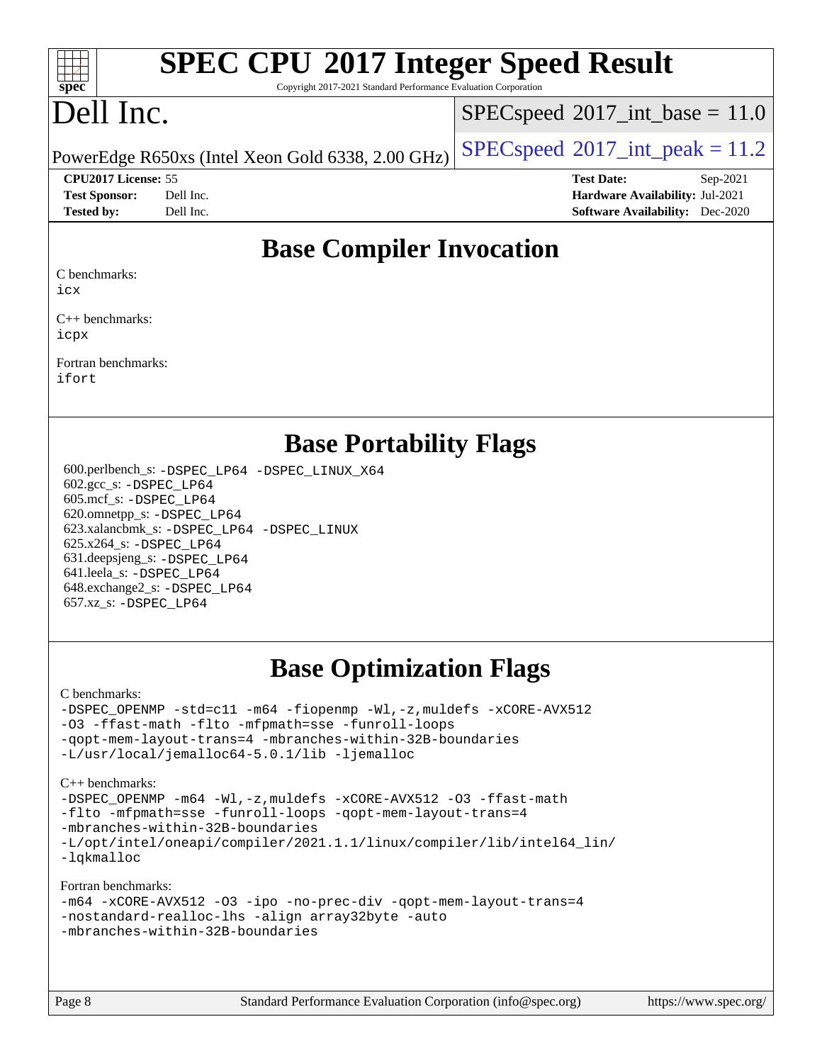# SPEC CPU 2017 Integer Speed Result

Copyright 2017-2021 Standard Performance Evaluation Corporation

# Dell Inc.

PowerEdge R650xs (Intel Xeon Gold 6338, 2.00 GHz)

SPECspeed 2017_int_base = 11.0

SPECspeed 2017_int_peak = 11.2

**CPU2017 License:** 55
**Test Sponsor:** Dell Inc.
**Tested by:** Dell Inc.

**Test Date:** Sep-2021
**Hardware Availability:** Jul-2021
**Software Availability:** Dec-2020

## Base Compiler Invocation

C benchmarks:
icx

C++ benchmarks:
icpx

Fortran benchmarks:
ifort

## Base Portability Flags

600.perlbench_s: -DSPEC_LP64 -DSPEC_LINUX_X64
602.gcc_s: -DSPEC_LP64
605.mcf_s: -DSPEC_LP64
620.omnetpp_s: -DSPEC_LP64
623.xalancbmk_s: -DSPEC_LP64 -DSPEC_LINUX
625.x264_s: -DSPEC_LP64
631.deepsjeng_s: -DSPEC_LP64
641.leela_s: -DSPEC_LP64
648.exchange2_s: -DSPEC_LP64
657.xz_s: -DSPEC_LP64

## Base Optimization Flags

C benchmarks:
-DSPEC_OPENMP -std=c11 -m64 -fiopenmp -Wl,-z,muldefs -xCORE-AVX512 -O3 -ffast-math -flto -mfpmath=sse -funroll-loops -qopt-mem-layout-trans=4 -mbranches-within-32B-boundaries -L/usr/local/jemalloc64-5.0.1/lib -ljemalloc

C++ benchmarks:
-DSPEC_OPENMP -m64 -Wl,-z,muldefs -xCORE-AVX512 -O3 -ffast-math -flto -mfpmath=sse -funroll-loops -qopt-mem-layout-trans=4 -mbranches-within-32B-boundaries -L/opt/intel/oneapi/compiler/2021.1.1/linux/compiler/lib/intel64_lin/ -lqkmalloc

Fortran benchmarks:
-m64 -xCORE-AVX512 -O3 -ipo -no-prec-div -qopt-mem-layout-trans=4 -nostandard-realloc-lhs -align array32byte -auto -mbranches-within-32B-boundaries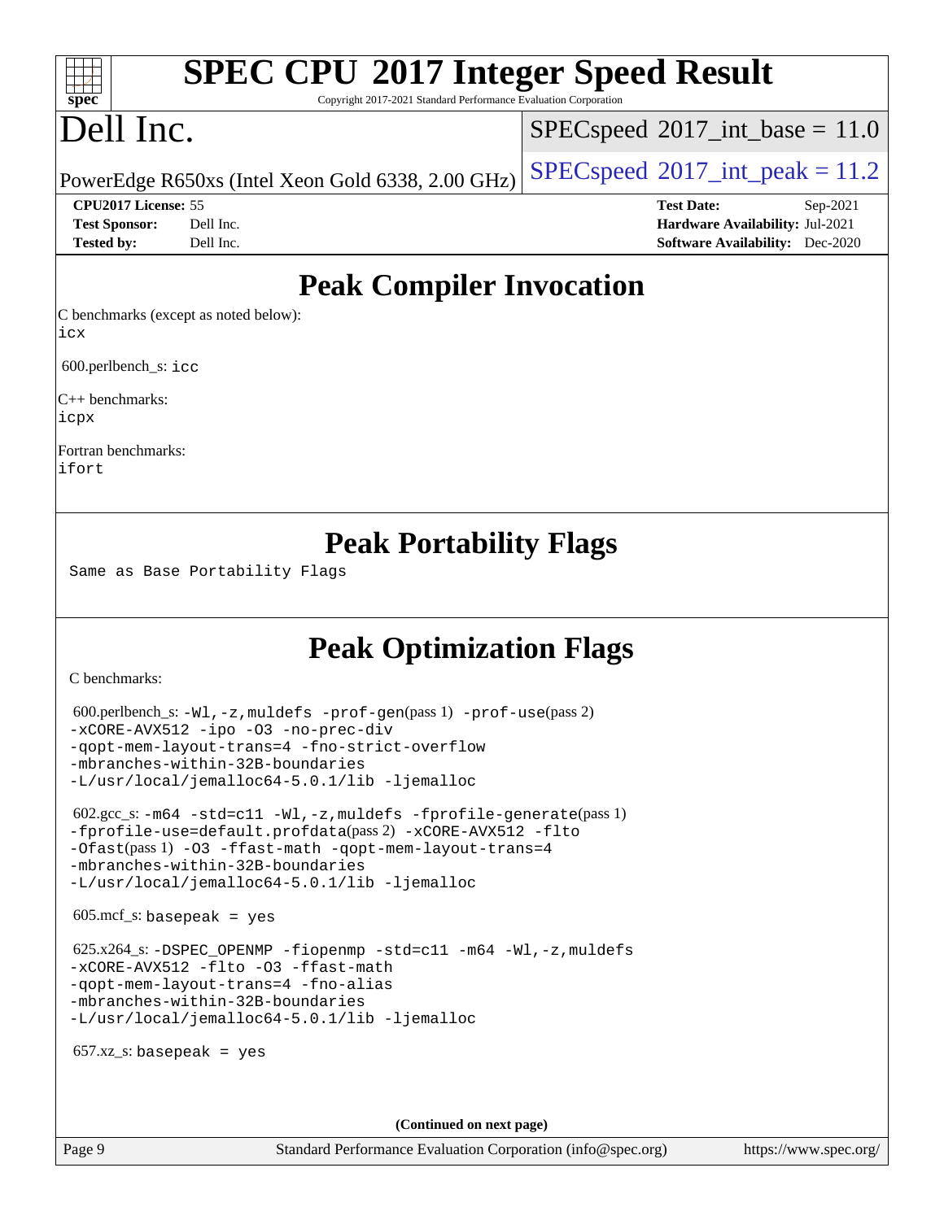# Peak Compiler Invocation

C benchmarks (except as noted below):
icx

600.perlbench_s: icc

C++ benchmarks:
icpx

Fortran benchmarks:
ifort

# Peak Portability Flags

Same as Base Portability Flags

# Peak Optimization Flags

C benchmarks:

600.perlbench_s: -Wl,-z,muldefs -prof-gen(pass 1) -prof-use(pass 2)
-xCORE-AVX512 -ipo -O3 -no-prec-div
-qopt-mem-layout-trans=4 -fno-strict-overflow
-mbranches-within-32B-boundaries
-L/usr/local/jemalloc64-5.0.1/lib -ljemalloc

602.gcc_s: -m64 -std=c11 -Wl,-z,muldefs -fprofile-generate(pass 1)
-fprofile-use=default.profdata(pass 2) -xCORE-AVX512 -flto
-Ofast(pass 1) -O3 -ffast-math -qopt-mem-layout-trans=4
-mbranches-within-32B-boundaries
-L/usr/local/jemalloc64-5.0.1/lib -ljemalloc

605.mcf_s: basepeak = yes

625.x264_s: -DSPEC_OPENMP -fiopenmp -std=c11 -m64 -Wl,-z,muldefs
-xCORE-AVX512 -flto -O3 -ffast-math
-qopt-mem-layout-trans=4 -fno-alias
-mbranches-within-32B-boundaries
-L/usr/local/jemalloc64-5.0.1/lib -ljemalloc

657.xz_s: basepeak = yes

(Continued on next page)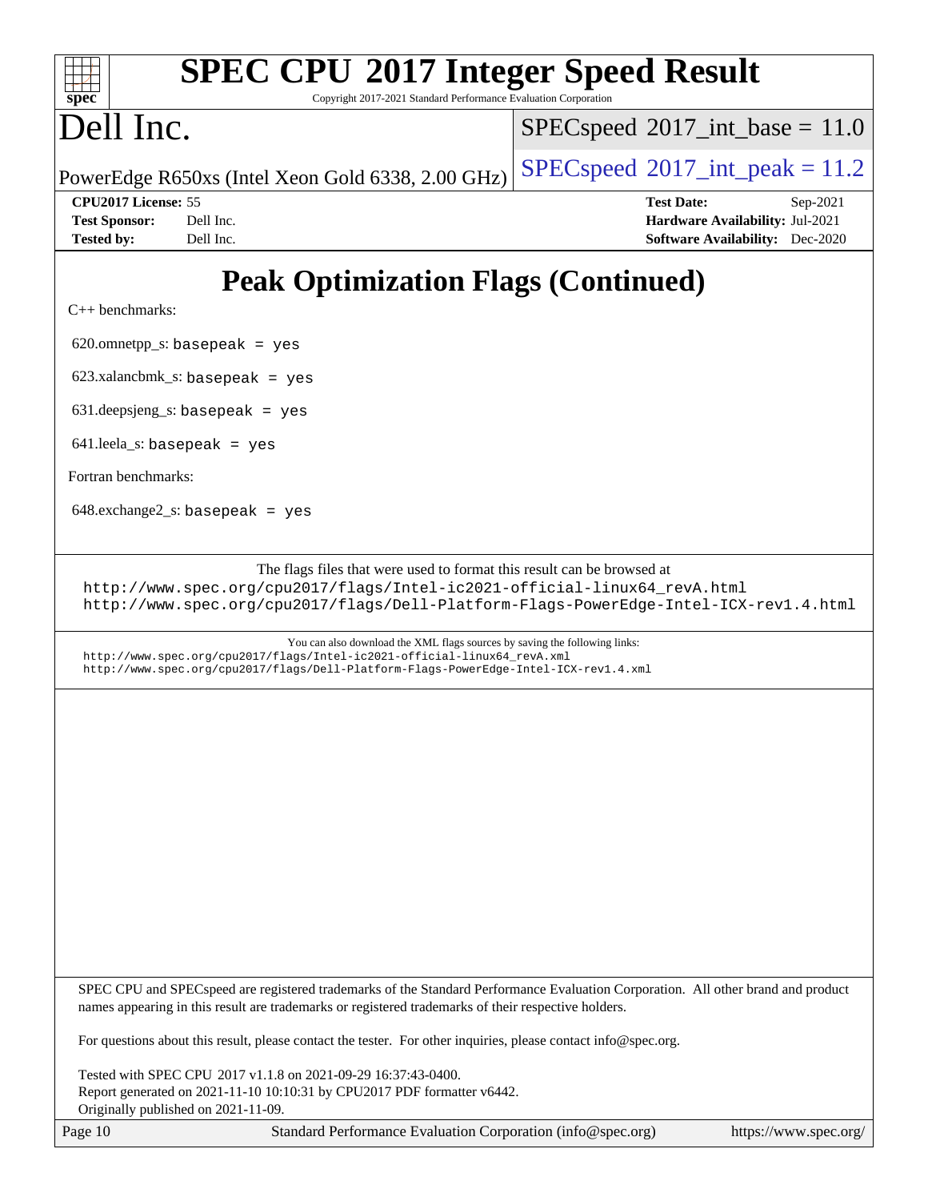# Peak Optimization Flags (Continued)

C++ benchmarks:

620.omnetpp_s: `basepeak = yes`

623.xalancbmk_s: `basepeak = yes`

631.deepsjeng_s: `basepeak = yes`

641.leela_s: `basepeak = yes`

Fortran benchmarks:

648.exchange2_s: `basepeak = yes`

The flags files that were used to format this result can be browsed at

http://www.spec.org/cpu2017/flags/Intel-ic2021-official-linux64_revA.html
http://www.spec.org/cpu2017/flags/Dell-Platform-Flags-PowerEdge-Intel-ICX-rev1.4.html

You can also download the XML flags sources by saving the following links:

http://www.spec.org/cpu2017/flags/Intel-ic2021-official-linux64_revA.xml
http://www.spec.org/cpu2017/flags/Dell-Platform-Flags-PowerEdge-Intel-ICX-rev1.4.xml

SPEC CPU and SPECspeed are registered trademarks of the Standard Performance Evaluation Corporation. All other brand and product names appearing in this result are trademarks or registered trademarks of their respective holders.

For questions about this result, please contact the tester. For other inquiries, please contact info@spec.org.

Tested with SPEC CPU 2017 v1.1.8 on 2021-09-29 16:37:43-0400.
Report generated on 2021-11-10 10:10:31 by CPU2017 PDF formatter v6442.
Originally published on 2021-11-09.